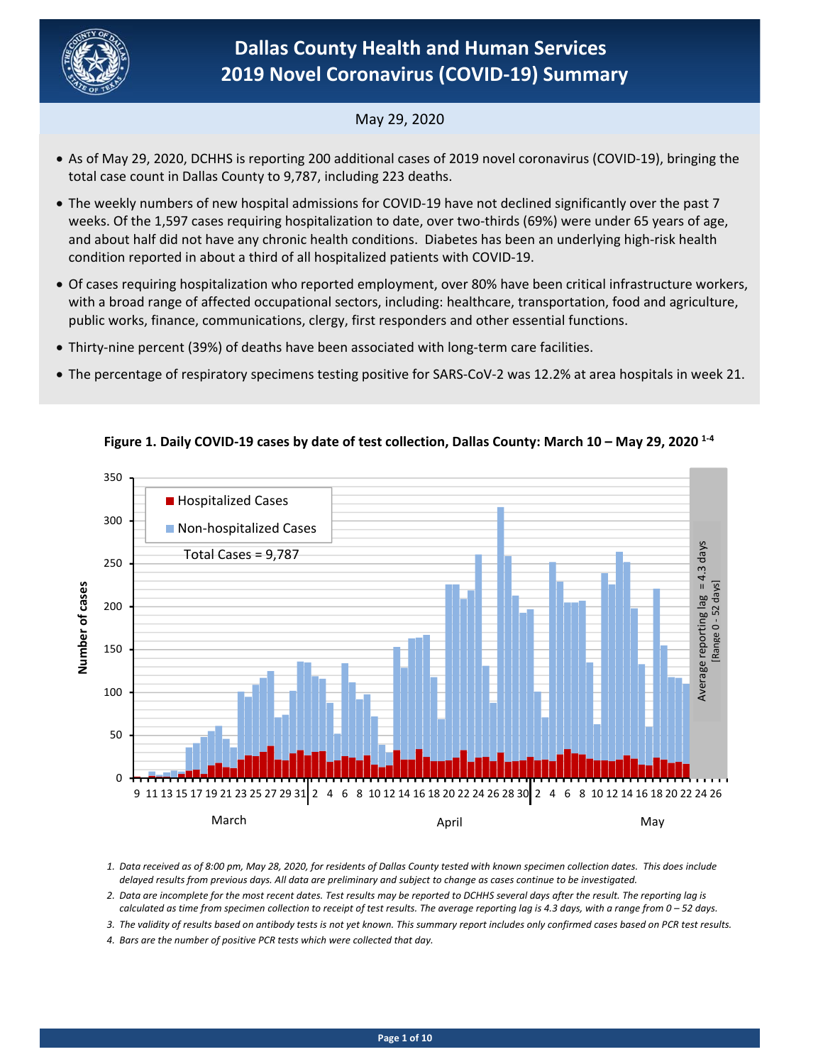# Dallas County Health and Human Services
# 2019 Novel Coronavirus (COVID-19) Summary

May 29, 2020

- As of May 29, 2020, DCHHS is reporting 200 additional cases of 2019 novel coronavirus (COVID-19), bringing the total case count in Dallas County to 9,787, including 223 deaths.
- The weekly numbers of new hospital admissions for COVID-19 have not declined significantly over the past 7 weeks. Of the 1,597 cases requiring hospitalization to date, over two-thirds (69%) were under 65 years of age, and about half did not have any chronic health conditions. Diabetes has been an underlying high-risk health condition reported in about a third of all hospitalized patients with COVID-19.
- Of cases requiring hospitalization who reported employment, over 80% have been critical infrastructure workers, with a broad range of affected occupational sectors, including: healthcare, transportation, food and agriculture, public works, finance, communications, clergy, first responders and other essential functions.
- Thirty-nine percent (39%) of deaths have been associated with long-term care facilities.
- The percentage of respiratory specimens testing positive for SARS-CoV-2 was 12.2% at area hospitals in week 21.

**Figure 1. Daily COVID-19 cases by date of test collection, Dallas County: March 10 – May 29, 2020 [1-4]**

*1. Data received as of 8:00 pm, May 28, 2020, for residents of Dallas County tested with known specimen collection dates. This does include delayed results from previous days. All data are preliminary and subject to change as cases continue to be investigated.*

*2. Data are incomplete for the most recent dates. Test results may be reported to DCHHS several days after the result. The reporting lag is calculated as time from specimen collection to receipt of test results. The average reporting lag is 4.3 days, with a range from 0 – 52 days.*

*3. The validity of results based on antibody tests is not yet known. This summary report includes only confirmed cases based on PCR test results.*

*4. Bars are the number of positive PCR tests which were collected that day.*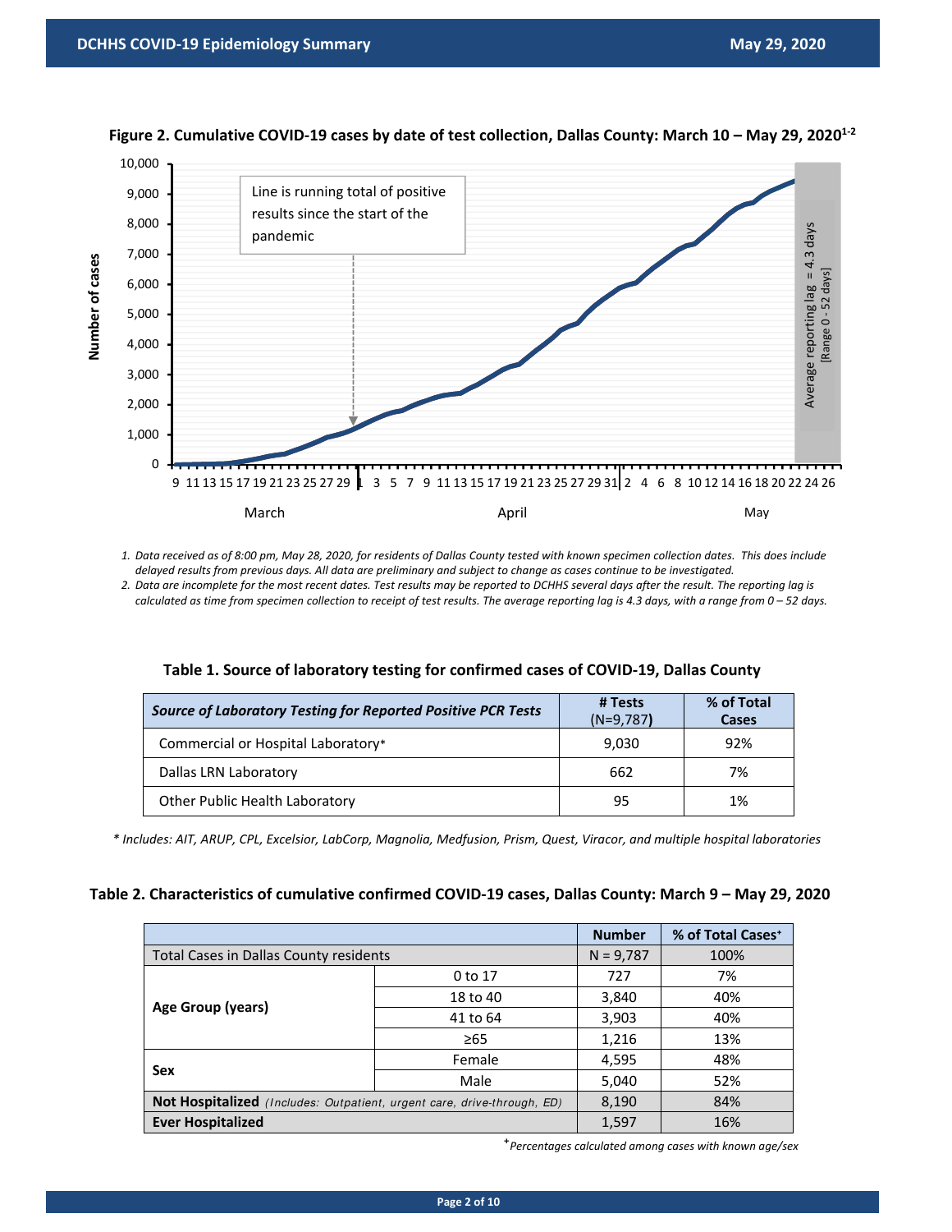**Figure 2. Cumulative COVID-19 cases by date of test collection, Dallas County: March 10 – May 29, 2020[1-2]**

Line is running total of positive results since the start of the pandemic

Average reporting lag = 4.3 days [Range 0 - 52 days]

1. Data received as of 8:00 pm, May 28, 2020, for residents of Dallas County tested with known specimen collection dates. This does include delayed results from previous days. All data are preliminary and subject to change as cases continue to be investigated.
2. Data are incomplete for the most recent dates. Test results may be reported to DCHHS several days after the result. The reporting lag is calculated as time from specimen collection to receipt of test results. The average reporting lag is 4.3 days, with a range from 0 – 52 days.

**Table 1. Source of laboratory testing for confirmed cases of COVID-19, Dallas County**

| *Source of Laboratory Testing for Reported Positive PCR Tests* | # Tests (N=9,787) | % of Total Cases |
|---|---|---|
| Commercial or Hospital Laboratory* | 9,030 | 92% |
| Dallas LRN Laboratory | 662 | 7% |
| Other Public Health Laboratory | 95 | 1% |

*\* Includes: AIT, ARUP, CPL, Excelsior, LabCorp, Magnolia, Medfusion, Prism, Quest, Viracor, and multiple hospital laboratories*

**Table 2. Characteristics of cumulative confirmed COVID-19 cases, Dallas County: March 9 – May 29, 2020**

| | | Number | % of Total Cases+ |
|---|---|---|---|
| Total Cases in Dallas County residents | | N = 9,787 | 100% |
| **Age Group (years)** | 0 to 17 | 727 | 7% |
| | 18 to 40 | 3,840 | 40% |
| | 41 to 64 | 3,903 | 40% |
| | ≥65 | 1,216 | 13% |
| **Sex** | Female | 4,595 | 48% |
| | Male | 5,040 | 52% |
| **Not Hospitalized** *(Includes: Outpatient, urgent care, drive-through, ED)* | | 8,190 | 84% |
| **Ever Hospitalized** | | 1,597 | 16% |

+*Percentages calculated among cases with known age/sex*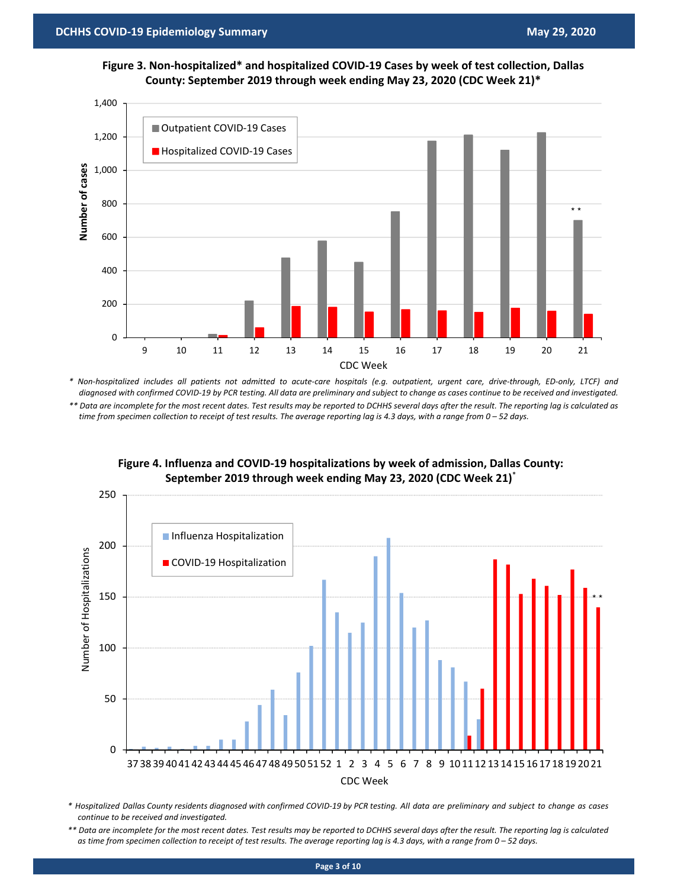**Figure 3. Non-hospitalized* and hospitalized COVID-19 Cases by week of test collection, Dallas County: September 2019 through week ending May 23, 2020 (CDC Week 21)***

*\* Non-hospitalized includes all patients not admitted to acute-care hospitals (e.g. outpatient, urgent care, drive-through, ED-only, LTCF) and diagnosed with confirmed COVID-19 by PCR testing. All data are preliminary and subject to change as cases continue to be received and investigated.*

*\*\* Data are incomplete for the most recent dates. Test results may be reported to DCHHS several days after the result. The reporting lag is calculated as time from specimen collection to receipt of test results. The average reporting lag is 4.3 days, with a range from 0 – 52 days.*

**Figure 4. Influenza and COVID-19 hospitalizations by week of admission, Dallas County: September 2019 through week ending May 23, 2020 (CDC Week 21)***

*\* Hospitalized Dallas County residents diagnosed with confirmed COVID-19 by PCR testing. All data are preliminary and subject to change as cases continue to be received and investigated.*

*\*\* Data are incomplete for the most recent dates. Test results may be reported to DCHHS several days after the result. The reporting lag is calculated as time from specimen collection to receipt of test results. The average reporting lag is 4.3 days, with a range from 0 – 52 days.*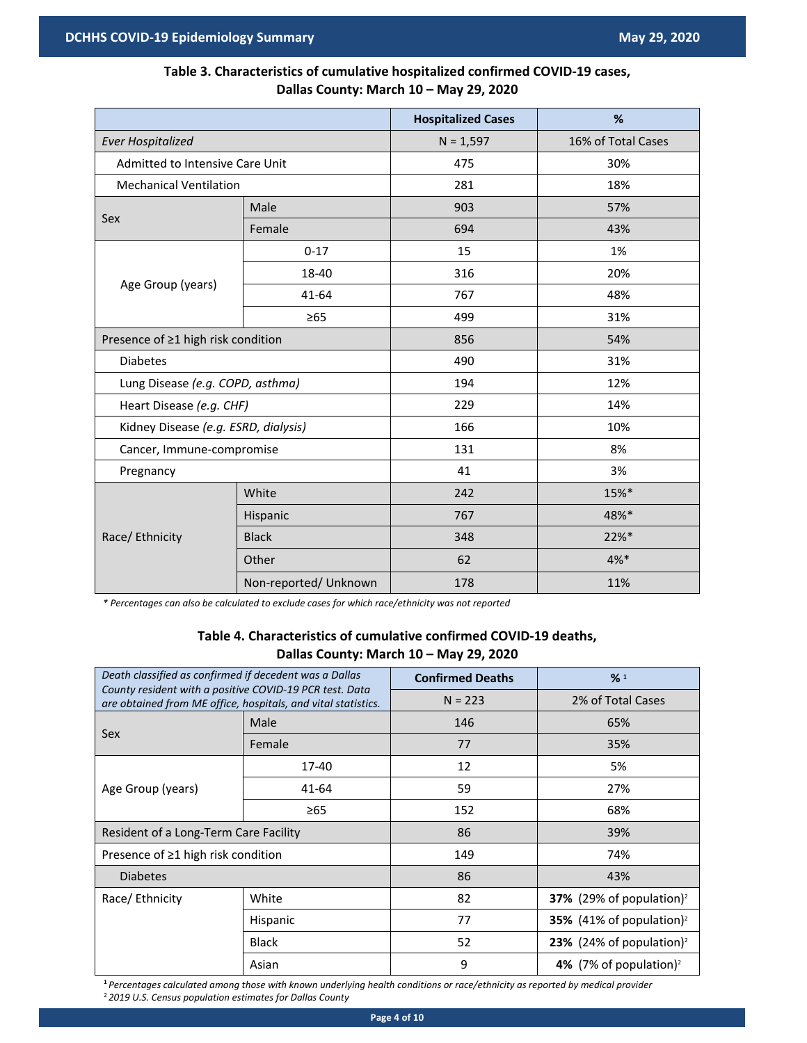### Table 3. Characteristics of cumulative hospitalized confirmed COVID-19 cases, Dallas County: March 10 – May 29, 2020

| | | Hospitalized Cases | % |
|---|---|---|---|
| *Ever Hospitalized* | | N = 1,597 | 16% of Total Cases |
| Admitted to Intensive Care Unit | | 475 | 30% |
| Mechanical Ventilation | | 281 | 18% |
| Sex | Male | 903 | 57% |
| | Female | 694 | 43% |
| Age Group (years) | 0-17 | 15 | 1% |
| | 18-40 | 316 | 20% |
| | 41-64 | 767 | 48% |
| | ≥65 | 499 | 31% |
| Presence of ≥1 high risk condition | | 856 | 54% |
| Diabetes | | 490 | 31% |
| Lung Disease *(e.g. COPD, asthma)* | | 194 | 12% |
| Heart Disease *(e.g. CHF)* | | 229 | 14% |
| Kidney Disease *(e.g. ESRD, dialysis)* | | 166 | 10% |
| Cancer, Immune-compromise | | 131 | 8% |
| Pregnancy | | 41 | 3% |
| Race/ Ethnicity | White | 242 | 15%* |
| | Hispanic | 767 | 48%* |
| | Black | 348 | 22%* |
| | Other | 62 | 4%* |
| | Non-reported/ Unknown | 178 | 11% |

*\* Percentages can also be calculated to exclude cases for which race/ethnicity was not reported*

### Table 4. Characteristics of cumulative confirmed COVID-19 deaths, Dallas County: March 10 – May 29, 2020

| *Death classified as confirmed if decedent was a Dallas County resident with a positive COVID-19 PCR test. Data are obtained from ME office, hospitals, and vital statistics.* | | Confirmed Deaths | % [1] |
|---|---|---|---|
| | | N = 223 | 2% of Total Cases |
| Sex | Male | 146 | 65% |
| | Female | 77 | 35% |
| Age Group (years) | 17-40 | 12 | 5% |
| | 41-64 | 59 | 27% |
| | ≥65 | 152 | 68% |
| Resident of a Long-Term Care Facility | | 86 | 39% |
| Presence of ≥1 high risk condition | | 149 | 74% |
| Diabetes | | 86 | 43% |
| Race/ Ethnicity | White | 82 | **37%** (29% of population)[2] |
| | Hispanic | 77 | **35%** (41% of population)[2] |
| | Black | 52 | **23%** (24% of population)[2] |
| | Asian | 9 | **4%** (7% of population)[2] |

[1] *Percentages calculated among those with known underlying health conditions or race/ethnicity as reported by medical provider*

[2] *2019 U.S. Census population estimates for Dallas County*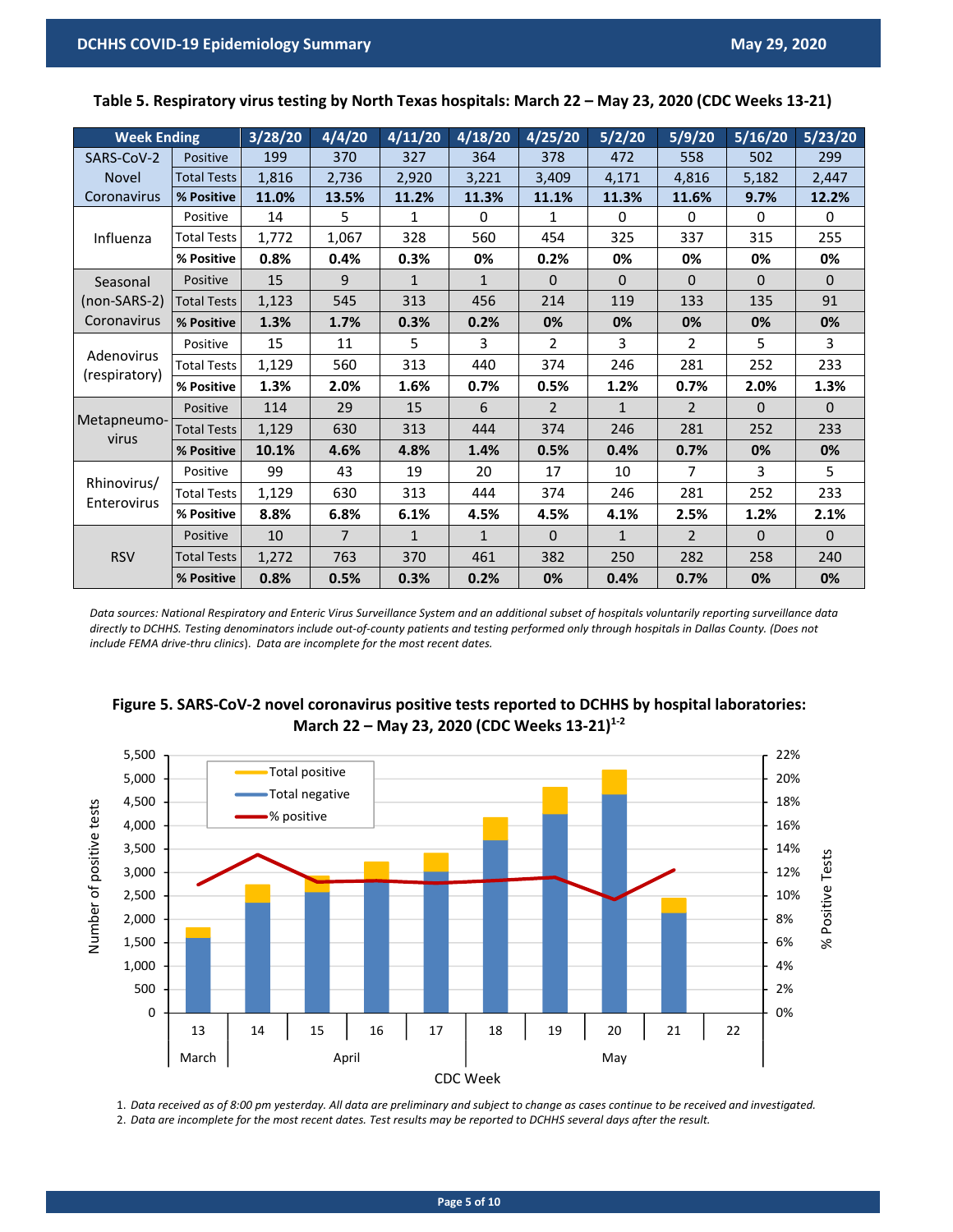**Table 5. Respiratory virus testing by North Texas hospitals: March 22 – May 23, 2020 (CDC Weeks 13-21)**

| Week Ending | | 3/28/20 | 4/4/20 | 4/11/20 | 4/18/20 | 4/25/20 | 5/2/20 | 5/9/20 | 5/16/20 | 5/23/20 |
|---|---|---|---|---|---|---|---|---|---|---|
| SARS-CoV-2 Novel Coronavirus | Positive | 199 | 370 | 327 | 364 | 378 | 472 | 558 | 502 | 299 |
| | Total Tests | 1,816 | 2,736 | 2,920 | 3,221 | 3,409 | 4,171 | 4,816 | 5,182 | 2,447 |
| | **% Positive** | **11.0%** | **13.5%** | **11.2%** | **11.3%** | **11.1%** | **11.3%** | **11.6%** | **9.7%** | **12.2%** |
| Influenza | Positive | 14 | 5 | 1 | 0 | 1 | 0 | 0 | 0 | 0 |
| | Total Tests | 1,772 | 1,067 | 328 | 560 | 454 | 325 | 337 | 315 | 255 |
| | **% Positive** | **0.8%** | **0.4%** | **0.3%** | **0%** | **0.2%** | **0%** | **0%** | **0%** | **0%** |
| Seasonal (non-SARS-2) Coronavirus | Positive | 15 | 9 | 1 | 1 | 0 | 0 | 0 | 0 | 0 |
| | Total Tests | 1,123 | 545 | 313 | 456 | 214 | 119 | 133 | 135 | 91 |
| | **% Positive** | **1.3%** | **1.7%** | **0.3%** | **0.2%** | **0%** | **0%** | **0%** | **0%** | **0%** |
| Adenovirus (respiratory) | Positive | 15 | 11 | 5 | 3 | 2 | 3 | 2 | 5 | 3 |
| | Total Tests | 1,129 | 560 | 313 | 440 | 374 | 246 | 281 | 252 | 233 |
| | **% Positive** | **1.3%** | **2.0%** | **1.6%** | **0.7%** | **0.5%** | **1.2%** | **0.7%** | **2.0%** | **1.3%** |
| Metapneumo-virus | Positive | 114 | 29 | 15 | 6 | 2 | 1 | 2 | 0 | 0 |
| | Total Tests | 1,129 | 630 | 313 | 444 | 374 | 246 | 281 | 252 | 233 |
| | **% Positive** | **10.1%** | **4.6%** | **4.8%** | **1.4%** | **0.5%** | **0.4%** | **0.7%** | **0%** | **0%** |
| Rhinovirus/ Enterovirus | Positive | 99 | 43 | 19 | 20 | 17 | 10 | 7 | 3 | 5 |
| | Total Tests | 1,129 | 630 | 313 | 444 | 374 | 246 | 281 | 252 | 233 |
| | **% Positive** | **8.8%** | **6.8%** | **6.1%** | **4.5%** | **4.5%** | **4.1%** | **2.5%** | **1.2%** | **2.1%** |
| RSV | Positive | 10 | 7 | 1 | 1 | 0 | 1 | 2 | 0 | 0 |
| | Total Tests | 1,272 | 763 | 370 | 461 | 382 | 250 | 282 | 258 | 240 |
| | **% Positive** | **0.8%** | **0.5%** | **0.3%** | **0.2%** | **0%** | **0.4%** | **0.7%** | **0%** | **0%** |

*Data sources: National Respiratory and Enteric Virus Surveillance System and an additional subset of hospitals voluntarily reporting surveillance data directly to DCHHS. Testing denominators include out-of-county patients and testing performed only through hospitals in Dallas County. (Does not include FEMA drive-thru clinics). Data are incomplete for the most recent dates.*

**Figure 5. SARS-CoV-2 novel coronavirus positive tests reported to DCHHS by hospital laboratories: March 22 – May 23, 2020 (CDC Weeks 13-21)[1-2]**

1. *Data received as of 8:00 pm yesterday. All data are preliminary and subject to change as cases continue to be received and investigated.*
2. *Data are incomplete for the most recent dates. Test results may be reported to DCHHS several days after the result.*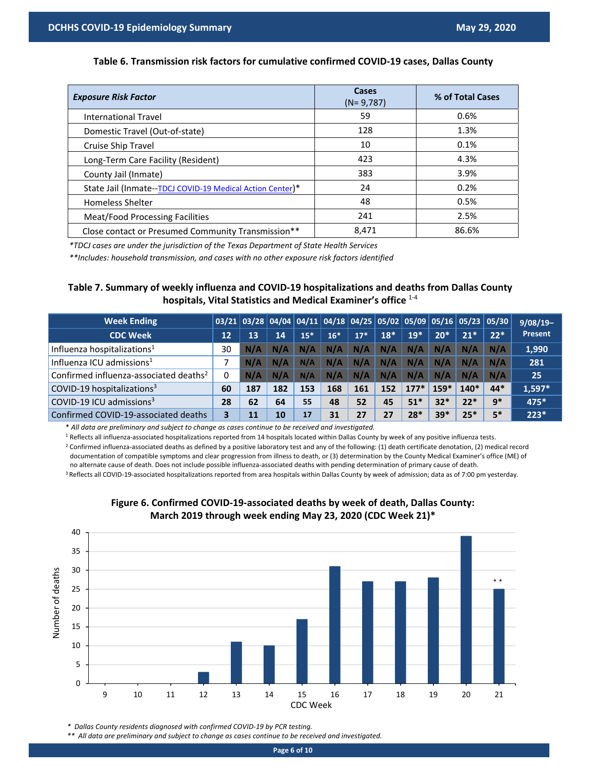**Table 6. Transmission risk factors for cumulative confirmed COVID-19 cases, Dallas County**

| *Exposure Risk Factor* | Cases (N= 9,787) | % of Total Cases |
|---|---|---|
| International Travel | 59 | 0.6% |
| Domestic Travel (Out-of-state) | 128 | 1.3% |
| Cruise Ship Travel | 10 | 0.1% |
| Long-Term Care Facility (Resident) | 423 | 4.3% |
| County Jail (Inmate) | 383 | 3.9% |
| State Jail (Inmate--TDCJ COVID-19 Medical Action Center)* | 24 | 0.2% |
| Homeless Shelter | 48 | 0.5% |
| Meat/Food Processing Facilities | 241 | 2.5% |
| Close contact or Presumed Community Transmission** | 8,471 | 86.6% |

*\*TDCJ cases are under the jurisdiction of the Texas Department of State Health Services*

*\*\*Includes: household transmission, and cases with no other exposure risk factors identified*

**Table 7. Summary of weekly influenza and COVID-19 hospitalizations and deaths from Dallas County hospitals, Vital Statistics and Medical Examiner's office [1-4]**

| Week Ending | 03/21 | 03/28 | 04/04 | 04/11 | 04/18 | 04/25 | 05/02 | 05/09 | 05/16 | 05/23 | 05/30 | 9/08/19– Present |
|---|---|---|---|---|---|---|---|---|---|---|---|---|
| CDC Week | 12 | 13 | 14 | 15* | 16* | 17* | 18* | 19* | 20* | 21* | 22* | |
| Influenza hospitalizations[1] | 30 | N/A | N/A | N/A | N/A | N/A | N/A | N/A | N/A | N/A | N/A | 1,990 |
| Influenza ICU admissions[1] | 7 | N/A | N/A | N/A | N/A | N/A | N/A | N/A | N/A | N/A | N/A | 281 |
| Confirmed influenza-associated deaths[2] | 0 | N/A | N/A | N/A | N/A | N/A | N/A | N/A | N/A | N/A | N/A | 25 |
| COVID-19 hospitalizations[3] | 60 | 187 | 182 | 153 | 168 | 161 | 152 | 177* | 159* | 140* | 44* | 1,597* |
| COVID-19 ICU admissions[3] | 28 | 62 | 64 | 55 | 48 | 52 | 45 | 51* | 32* | 22* | 9* | 475* |
| Confirmed COVID-19-associated deaths | 3 | 11 | 10 | 17 | 31 | 27 | 27 | 28* | 39* | 25* | 5* | 223* |

\* *All data are preliminary and subject to change as cases continue to be received and investigated.*

[1] Reflects all influenza-associated hospitalizations reported from 14 hospitals located within Dallas County by week of any positive influenza tests.

[2] Confirmed influenza-associated deaths as defined by a positive laboratory test and any of the following: (1) death certificate denotation, (2) medical record documentation of compatible symptoms and clear progression from illness to death, or (3) determination by the County Medical Examiner's office (ME) of no alternate cause of death. Does not include possible influenza-associated deaths with pending determination of primary cause of death.

[3] Reflects all COVID-19-associated hospitalizations reported from area hospitals within Dallas County by week of admission; data as of 7:00 pm yesterday.

**Figure 6. Confirmed COVID-19-associated deaths by week of death, Dallas County: March 2019 through week ending May 23, 2020 (CDC Week 21)***

| CDC Week | 9 | 10 | 11 | 12 | 13 | 14 | 15 | 16 | 17 | 18 | 19 | 20 | 21** |
|---|---|---|---|---|---|---|---|---|---|---|---|---|---|
| Number of deaths | 0 | 0 | 0 | 3 | 11 | 10 | 17 | 31 | 27 | 27 | 28 | 39 | 25 |

*\* Dallas County residents diagnosed with confirmed COVID-19 by PCR testing.*

*\*\* All data are preliminary and subject to change as cases continue to be received and investigated.*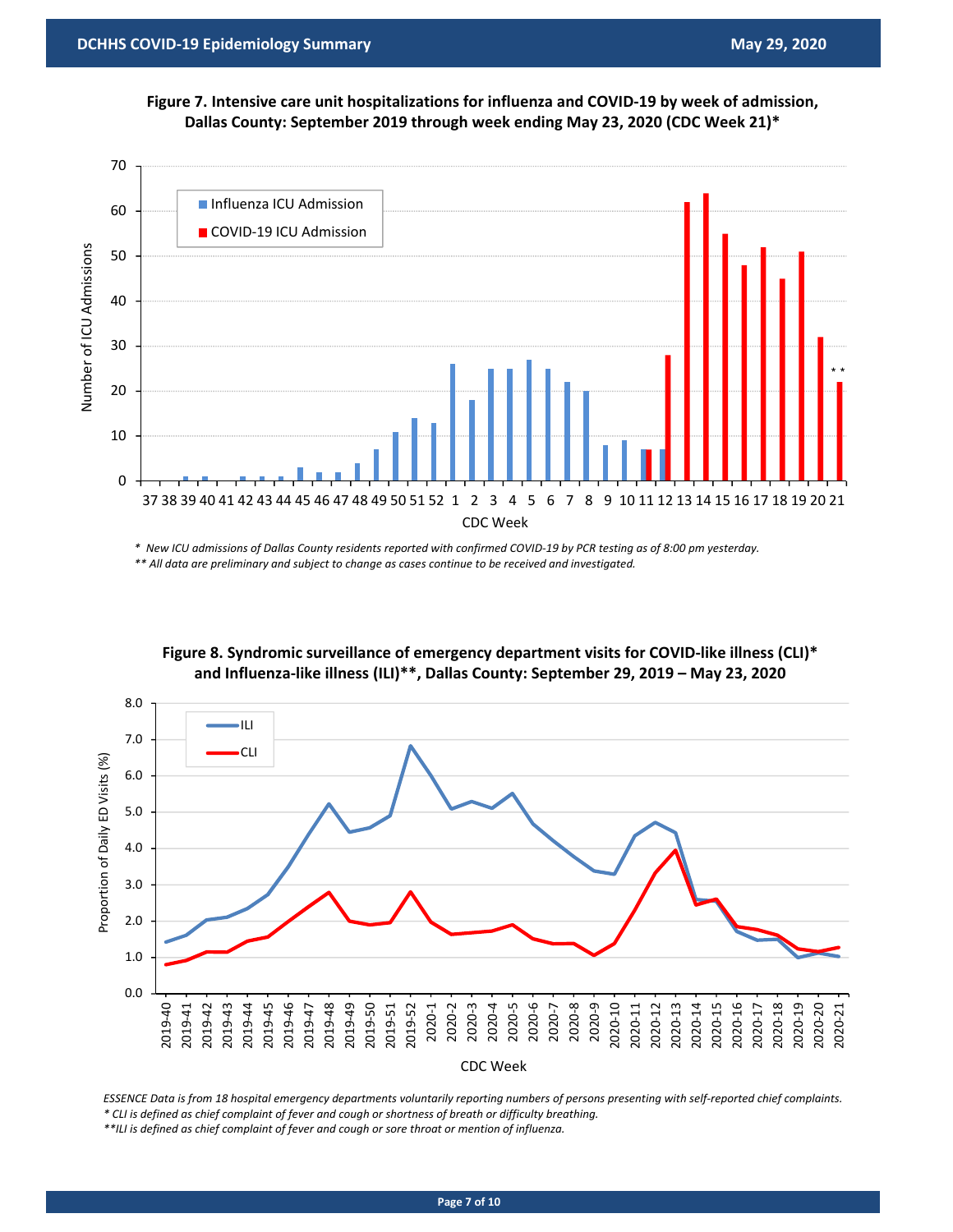**Figure 7. Intensive care unit hospitalizations for influenza and COVID-19 by week of admission, Dallas County: September 2019 through week ending May 23, 2020 (CDC Week 21)***

*\* New ICU admissions of Dallas County residents reported with confirmed COVID-19 by PCR testing as of 8:00 pm yesterday.*

*\*\* All data are preliminary and subject to change as cases continue to be received and investigated.*

**Figure 8. Syndromic surveillance of emergency department visits for COVID-like illness (CLI)* and Influenza-like illness (ILI)**, Dallas County: September 29, 2019 – May 23, 2020**

*ESSENCE Data is from 18 hospital emergency departments voluntarily reporting numbers of persons presenting with self-reported chief complaints.*

*\* CLI is defined as chief complaint of fever and cough or shortness of breath or difficulty breathing.*

*\*\*ILI is defined as chief complaint of fever and cough or sore throat or mention of influenza.*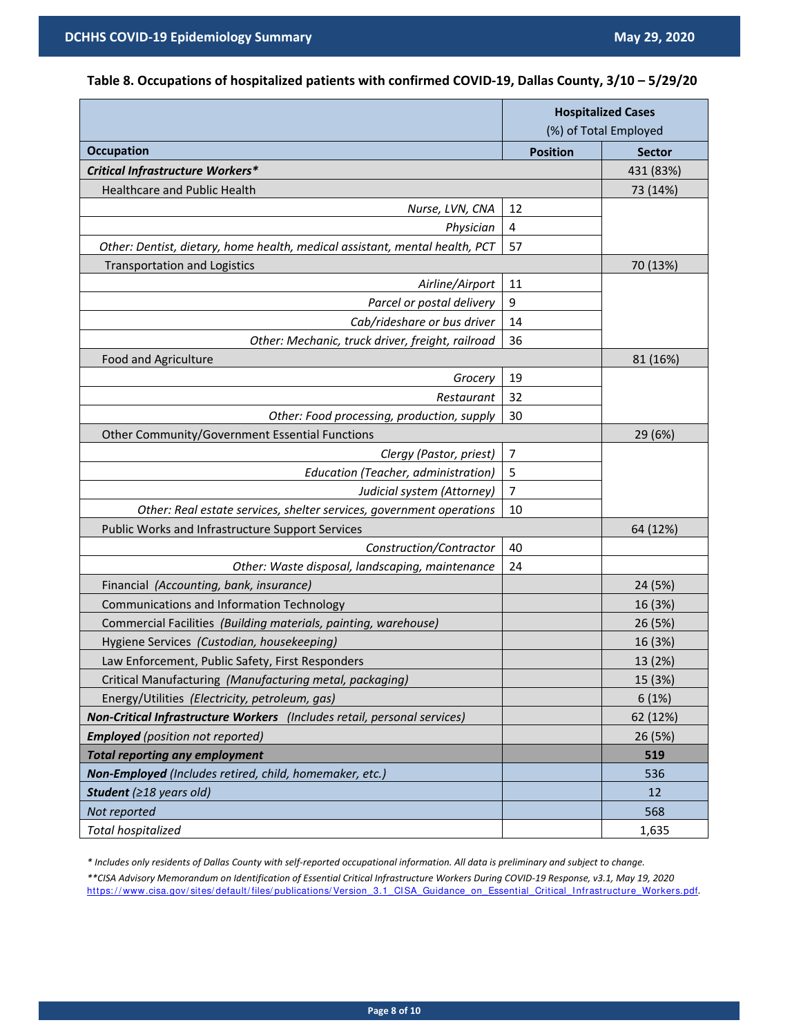**Table 8. Occupations of hospitalized patients with confirmed COVID-19, Dallas County, 3/10 – 5/29/20**

| | Hospitalized Cases (%) of Total Employed | |
|---|---|---|
| **Occupation** | **Position** | **Sector** |
| ***Critical Infrastructure Workers**** | | 431 (83%) |
| Healthcare and Public Health | | 73 (14%) |
| *Nurse, LVN, CNA* | 12 | |
| *Physician* | 4 | |
| *Other: Dentist, dietary, home health, medical assistant, mental health, PCT* | 57 | |
| Transportation and Logistics | | 70 (13%) |
| *Airline/Airport* | 11 | |
| *Parcel or postal delivery* | 9 | |
| *Cab/rideshare or bus driver* | 14 | |
| *Other: Mechanic, truck driver, freight, railroad* | 36 | |
| Food and Agriculture | | 81 (16%) |
| *Grocery* | 19 | |
| *Restaurant* | 32 | |
| *Other: Food processing, production, supply* | 30 | |
| Other Community/Government Essential Functions | | 29 (6%) |
| *Clergy (Pastor, priest)* | 7 | |
| *Education (Teacher, administration)* | 5 | |
| *Judicial system (Attorney)* | 7 | |
| *Other: Real estate services, shelter services, government operations* | 10 | |
| Public Works and Infrastructure Support Services | | 64 (12%) |
| *Construction/Contractor* | 40 | |
| *Other: Waste disposal, landscaping, maintenance* | 24 | |
| Financial *(Accounting, bank, insurance)* | | 24 (5%) |
| Communications and Information Technology | | 16 (3%) |
| Commercial Facilities *(Building materials, painting, warehouse)* | | 26 (5%) |
| Hygiene Services *(Custodian, housekeeping)* | | 16 (3%) |
| Law Enforcement, Public Safety, First Responders | | 13 (2%) |
| Critical Manufacturing *(Manufacturing metal, packaging)* | | 15 (3%) |
| Energy/Utilities *(Electricity, petroleum, gas)* | | 6 (1%) |
| ***Non-Critical Infrastructure Workers*** *(Includes retail, personal services)* | | 62 (12%) |
| ***Employed*** *(position not reported)* | | 26 (5%) |
| ***Total reporting any employment*** | | **519** |
| ***Non-Employed*** *(Includes retired, child, homemaker, etc.)* | | 536 |
| ***Student*** *(≥18 years old)* | | 12 |
| *Not reported* | | 568 |
| *Total hospitalized* | | 1,635 |

*\* Includes only residents of Dallas County with self-reported occupational information. All data is preliminary and subject to change.*

*\*\*CISA Advisory Memorandum on Identification of Essential Critical Infrastructure Workers During COVID-19 Response, v3.1, May 19, 2020*
https://www.cisa.gov/sites/default/files/publications/Version_3.1_CISA_Guidance_on_Essential_Critical_Infrastructure_Workers.pdf.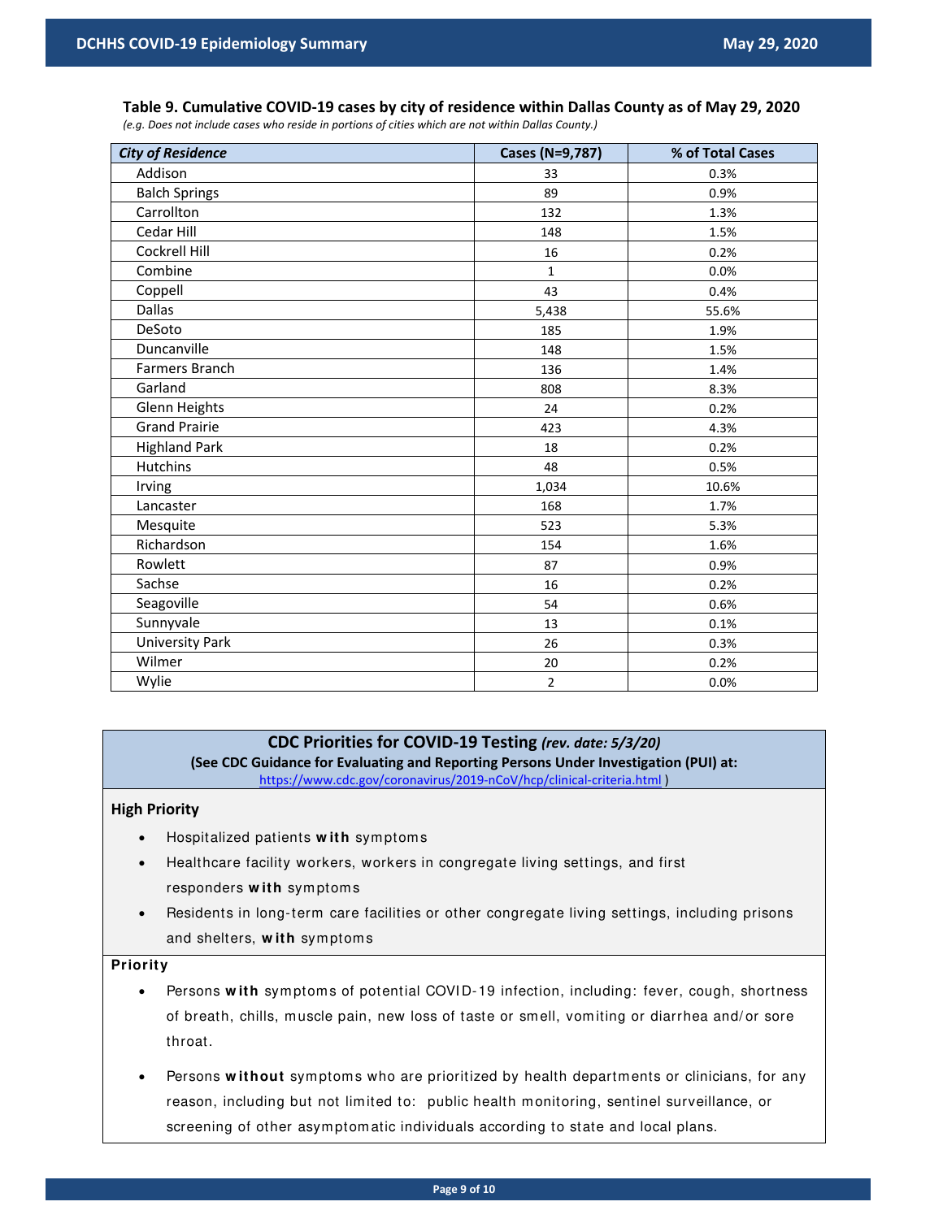**Table 9. Cumulative COVID-19 cases by city of residence within Dallas County as of May 29, 2020**

*(e.g. Does not include cases who reside in portions of cities which are not within Dallas County.)*

| *City of Residence* | Cases (N=9,787) | % of Total Cases |
|---|---|---|
| Addison | 33 | 0.3% |
| Balch Springs | 89 | 0.9% |
| Carrollton | 132 | 1.3% |
| Cedar Hill | 148 | 1.5% |
| Cockrell Hill | 16 | 0.2% |
| Combine | 1 | 0.0% |
| Coppell | 43 | 0.4% |
| Dallas | 5,438 | 55.6% |
| DeSoto | 185 | 1.9% |
| Duncanville | 148 | 1.5% |
| Farmers Branch | 136 | 1.4% |
| Garland | 808 | 8.3% |
| Glenn Heights | 24 | 0.2% |
| Grand Prairie | 423 | 4.3% |
| Highland Park | 18 | 0.2% |
| Hutchins | 48 | 0.5% |
| Irving | 1,034 | 10.6% |
| Lancaster | 168 | 1.7% |
| Mesquite | 523 | 5.3% |
| Richardson | 154 | 1.6% |
| Rowlett | 87 | 0.9% |
| Sachse | 16 | 0.2% |
| Seagoville | 54 | 0.6% |
| Sunnyvale | 13 | 0.1% |
| University Park | 26 | 0.3% |
| Wilmer | 20 | 0.2% |
| Wylie | 2 | 0.0% |

## CDC Priorities for COVID-19 Testing *(rev. date: 5/3/20)*

**(See CDC Guidance for Evaluating and Reporting Persons Under Investigation (PUI) at:** https://www.cdc.gov/coronavirus/2019-nCoV/hcp/clinical-criteria.html )

### High Priority

- Hospitalized patients **with** symptoms
- Healthcare facility workers, workers in congregate living settings, and first responders **with** symptoms
- Residents in long-term care facilities or other congregate living settings, including prisons and shelters, **with** symptoms

### Priority

- Persons **with** symptoms of potential COVID-19 infection, including: fever, cough, shortness of breath, chills, muscle pain, new loss of taste or smell, vomiting or diarrhea and/or sore throat.
- Persons **without** symptoms who are prioritized by health departments or clinicians, for any reason, including but not limited to: public health monitoring, sentinel surveillance, or screening of other asymptomatic individuals according to state and local plans.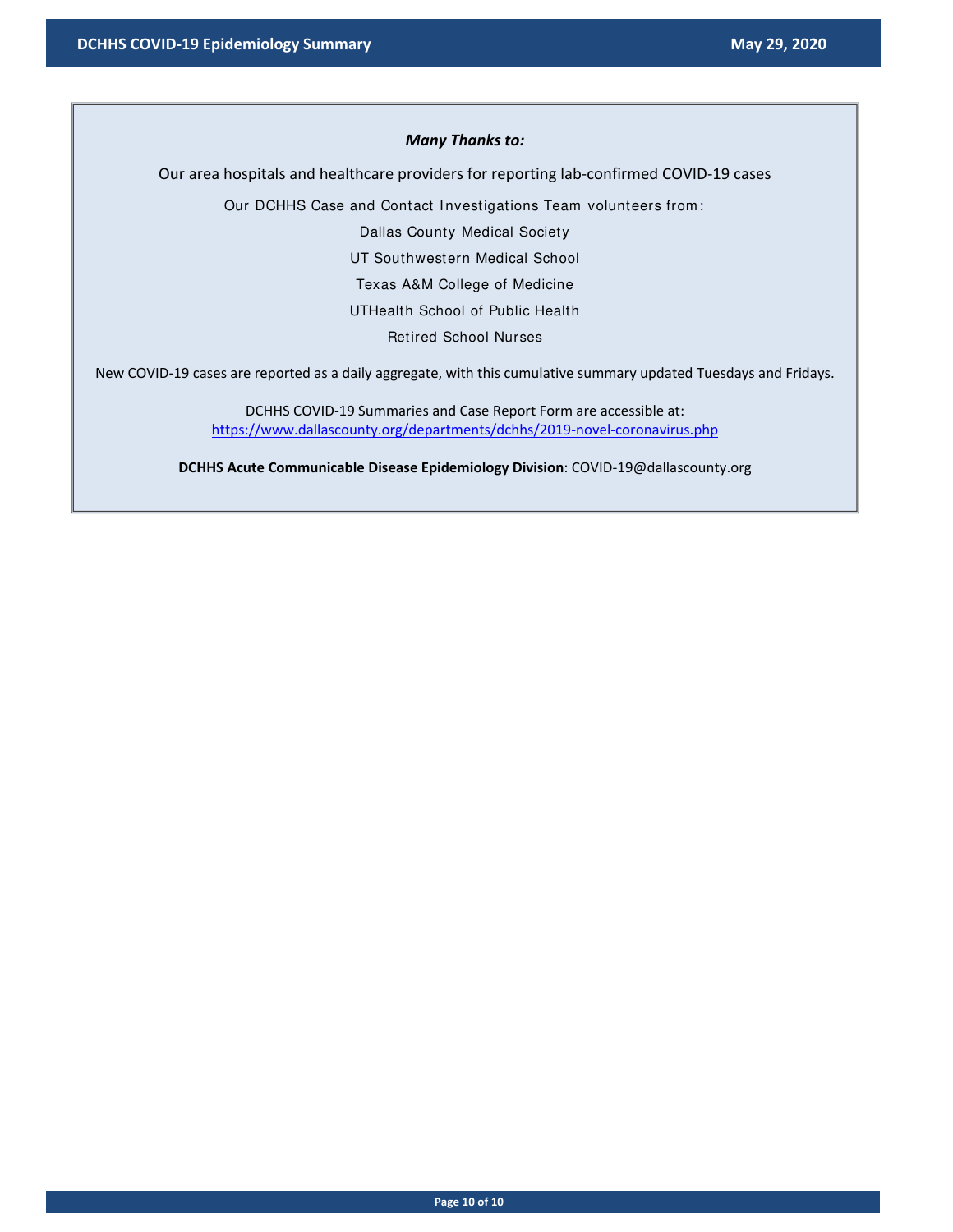***Many Thanks to:***

Our area hospitals and healthcare providers for reporting lab-confirmed COVID-19 cases

Our DCHHS Case and Contact Investigations Team volunteers from:

Dallas County Medical Society

UT Southwestern Medical School

Texas A&M College of Medicine

UTHealth School of Public Health

Retired School Nurses

New COVID-19 cases are reported as a daily aggregate, with this cumulative summary updated Tuesdays and Fridays.

DCHHS COVID-19 Summaries and Case Report Form are accessible at:
https://www.dallascounty.org/departments/dchhs/2019-novel-coronavirus.php

**DCHHS Acute Communicable Disease Epidemiology Division**: COVID-19@dallascounty.org